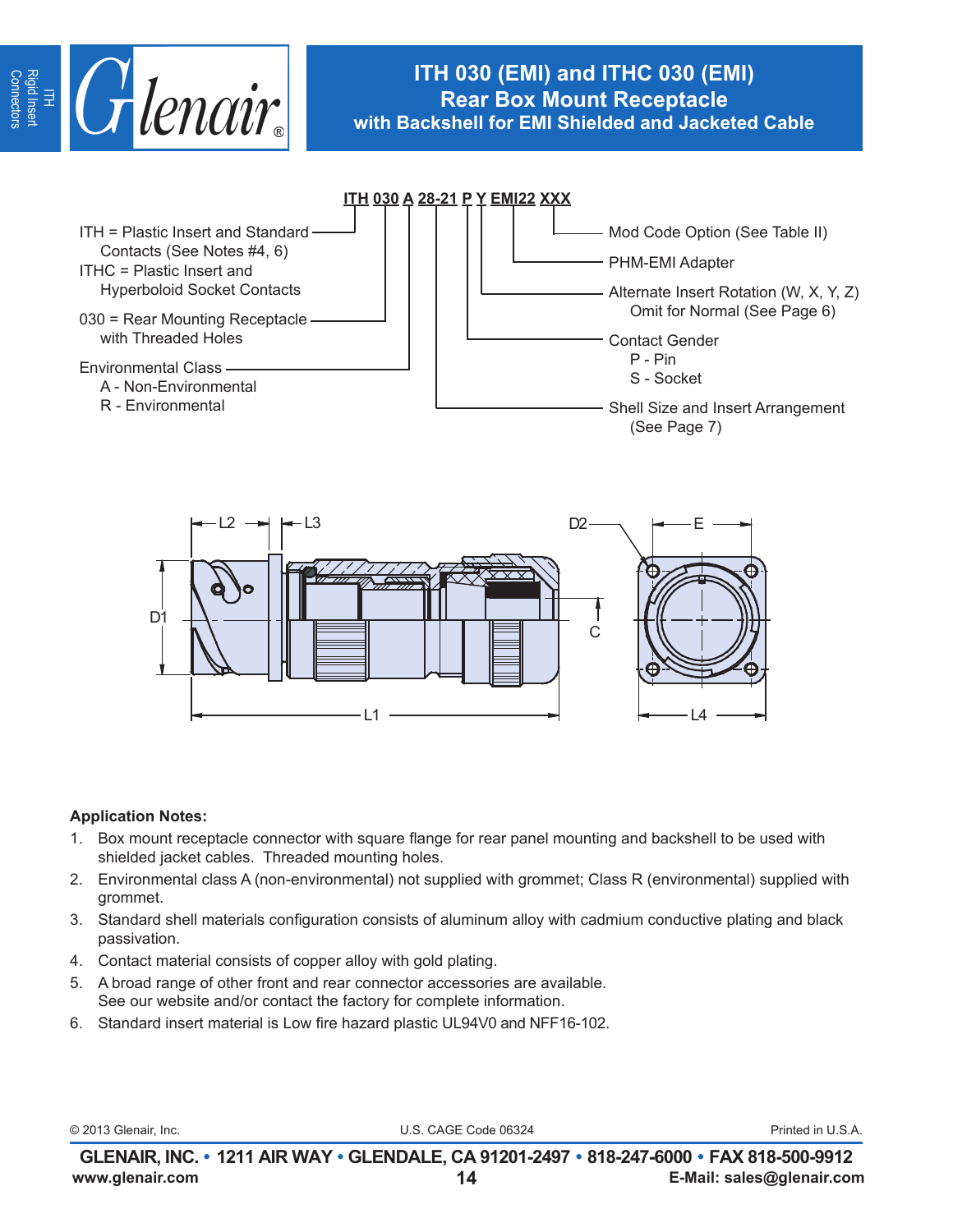# ITH 030 (EMI) and ITHC 030 (EMI)
## Rear Box Mount Receptacle
### with Backshell for EMI Shielded and Jacketed Cable

**ITH 030 A 28-21 P Y EMI22 XXX**

- ITH = Plastic Insert and Standard Contacts (See Notes #4, 6)
  ITHC = Plastic Insert and Hyperboloid Socket Contacts
- 030 = Rear Mounting Receptacle with Threaded Holes
- Environmental Class
  - A - Non-Environmental
  - R - Environmental
- Shell Size and Insert Arrangement (See Page 7)
- Contact Gender
  - P - Pin
  - S - Socket
- Alternate Insert Rotation (W, X, Y, Z) Omit for Normal (See Page 6)
- PHM-EMI Adapter
- Mod Code Option (See Table II)

L2 L3 D1 L1 C D2 E L4

**Application Notes:**

1. Box mount receptacle connector with square flange for rear panel mounting and backshell to be used with shielded jacket cables. Threaded mounting holes.
2. Environmental class A (non-environmental) not supplied with grommet; Class R (environmental) supplied with grommet.
3. Standard shell materials configuration consists of aluminum alloy with cadmium conductive plating and black passivation.
4. Contact material consists of copper alloy with gold plating.
5. A broad range of other front and rear connector accessories are available. See our website and/or contact the factory for complete information.
6. Standard insert material is Low fire hazard plastic UL94V0 and NFF16-102.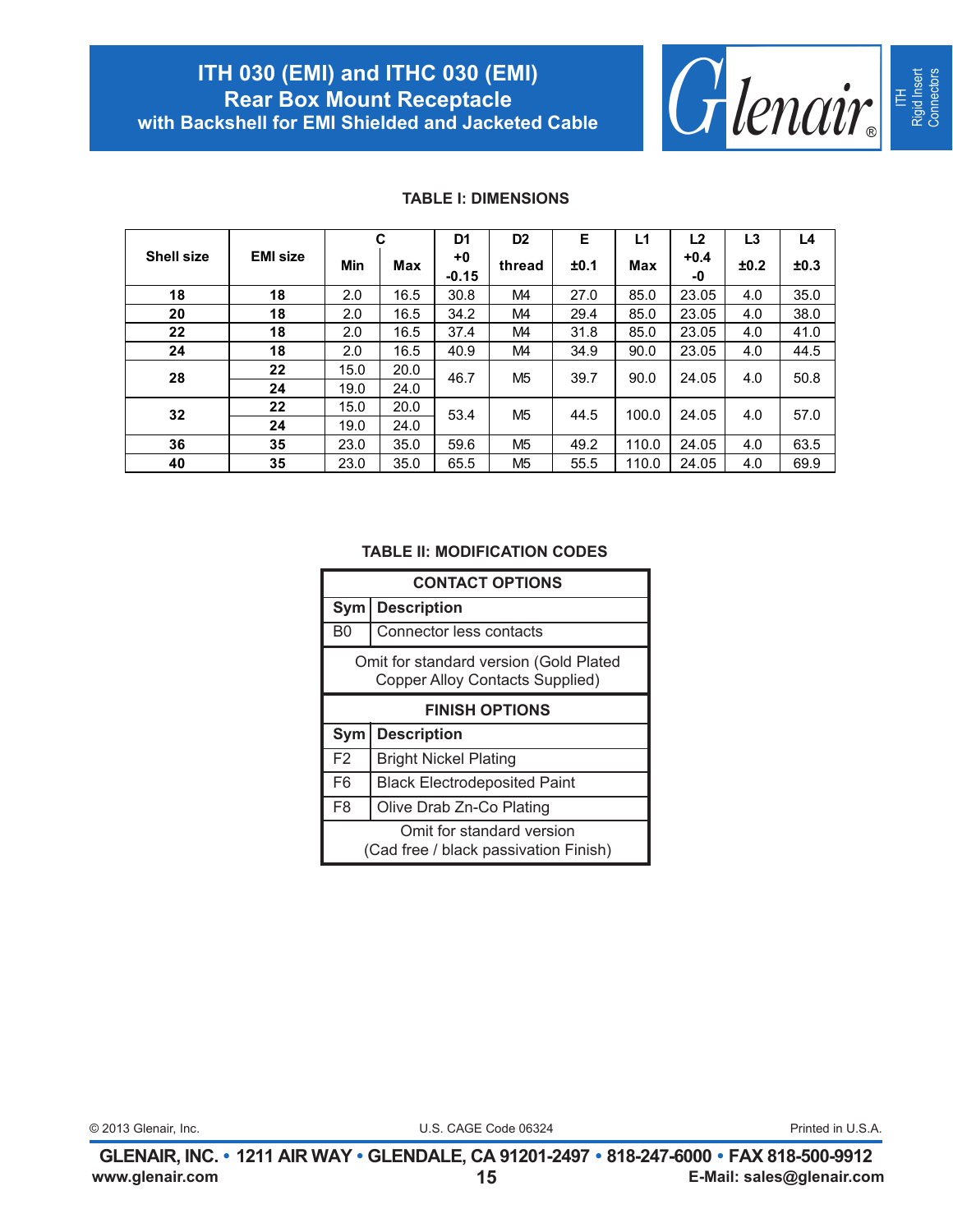# ITH 030 (EMI) and ITHC 030 (EMI) Rear Box Mount Receptacle with Backshell for EMI Shielded and Jacketed Cable

## TABLE I: DIMENSIONS

| Shell size | EMI size | C | | D1 | D2 | E | L1 | L2 | L3 | L4 |
|---|---|---|---|---|---|---|---|---|---|---|
| | | Min | Max | +0 -0.15 | thread | ±0.1 | Max | +0.4 -0 | ±0.2 | ±0.3 |
| 18 | 18 | 2.0 | 16.5 | 30.8 | M4 | 27.0 | 85.0 | 23.05 | 4.0 | 35.0 |
| 20 | 18 | 2.0 | 16.5 | 34.2 | M4 | 29.4 | 85.0 | 23.05 | 4.0 | 38.0 |
| 22 | 18 | 2.0 | 16.5 | 37.4 | M4 | 31.8 | 85.0 | 23.05 | 4.0 | 41.0 |
| 24 | 18 | 2.0 | 16.5 | 40.9 | M4 | 34.9 | 90.0 | 23.05 | 4.0 | 44.5 |
| 28 | 22 | 15.0 | 20.0 | 46.7 | M5 | 39.7 | 90.0 | 24.05 | 4.0 | 50.8 |
| | 24 | 19.0 | 24.0 | | | | | | | |
| 32 | 22 | 15.0 | 20.0 | 53.4 | M5 | 44.5 | 100.0 | 24.05 | 4.0 | 57.0 |
| | 24 | 19.0 | 24.0 | | | | | | | |
| 36 | 35 | 23.0 | 35.0 | 59.6 | M5 | 49.2 | 110.0 | 24.05 | 4.0 | 63.5 |
| 40 | 35 | 23.0 | 35.0 | 65.5 | M5 | 55.5 | 110.0 | 24.05 | 4.0 | 69.9 |

## TABLE II: MODIFICATION CODES

**CONTACT OPTIONS**

| Sym | Description |
|---|---|
| B0 | Connector less contacts |

Omit for standard version (Gold Plated Copper Alloy Contacts Supplied)

**FINISH OPTIONS**

| Sym | Description |
|---|---|
| F2 | Bright Nickel Plating |
| F6 | Black Electrodeposited Paint |
| F8 | Olive Drab Zn-Co Plating |

Omit for standard version (Cad free / black passivation Finish)